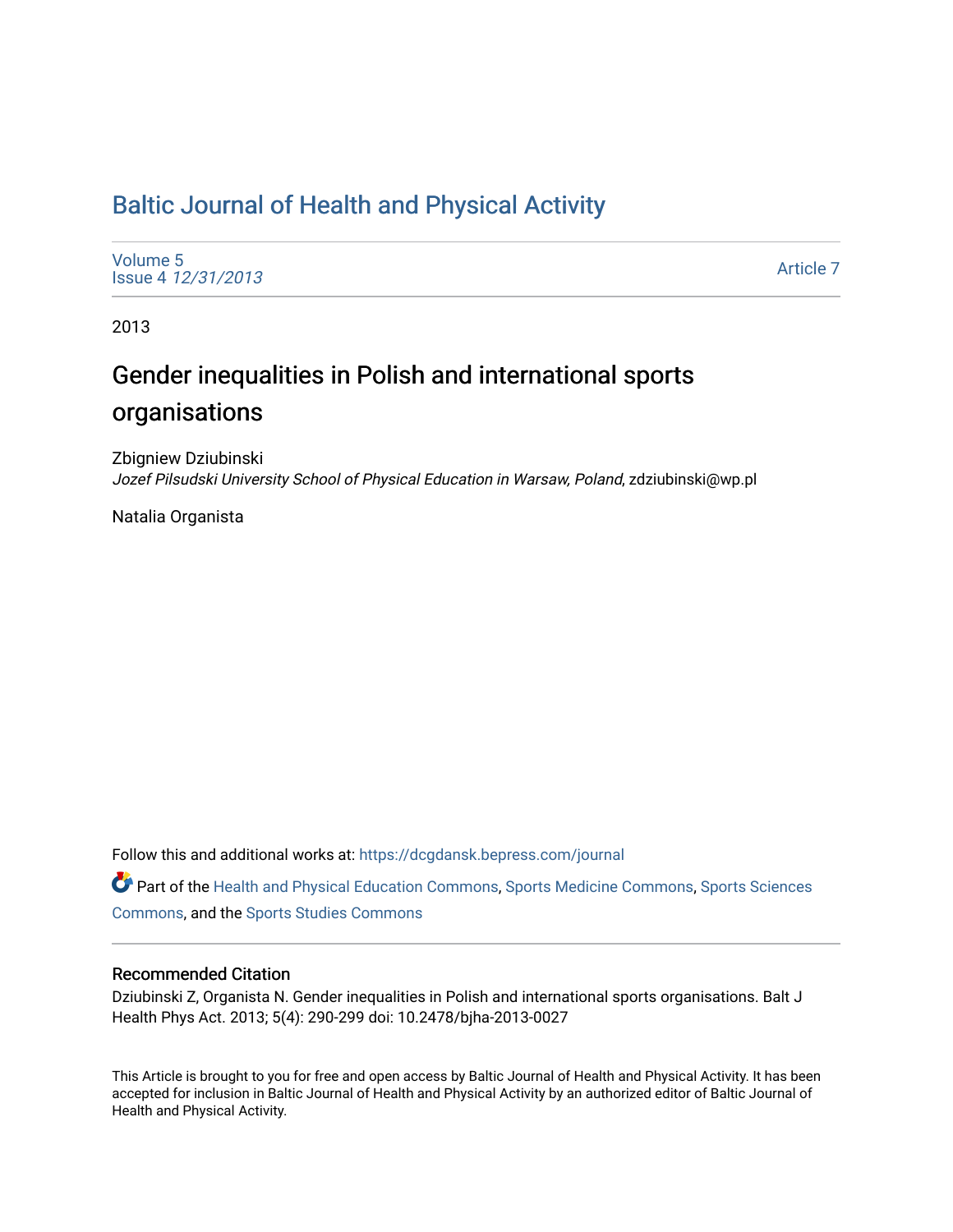# Baltic Journal of Health and Physical Activity

Volume 5
Issue 4 *12/31/2013*

Article 7

2013

## Gender inequalities in Polish and international sports organisations

Zbigniew Dziubinski
*Jozef Pilsudski University School of Physical Education in Warsaw, Poland*, zdziubinski@wp.pl

Natalia Organista

Follow this and additional works at: https://dcgdansk.bepress.com/journal

Part of the Health and Physical Education Commons, Sports Medicine Commons, Sports Sciences Commons, and the Sports Studies Commons

### Recommended Citation

Dziubinski Z, Organista N. Gender inequalities in Polish and international sports organisations. Balt J Health Phys Act. 2013; 5(4): 290-299 doi: 10.2478/bjha-2013-0027

This Article is brought to you for free and open access by Baltic Journal of Health and Physical Activity. It has been accepted for inclusion in Baltic Journal of Health and Physical Activity by an authorized editor of Baltic Journal of Health and Physical Activity.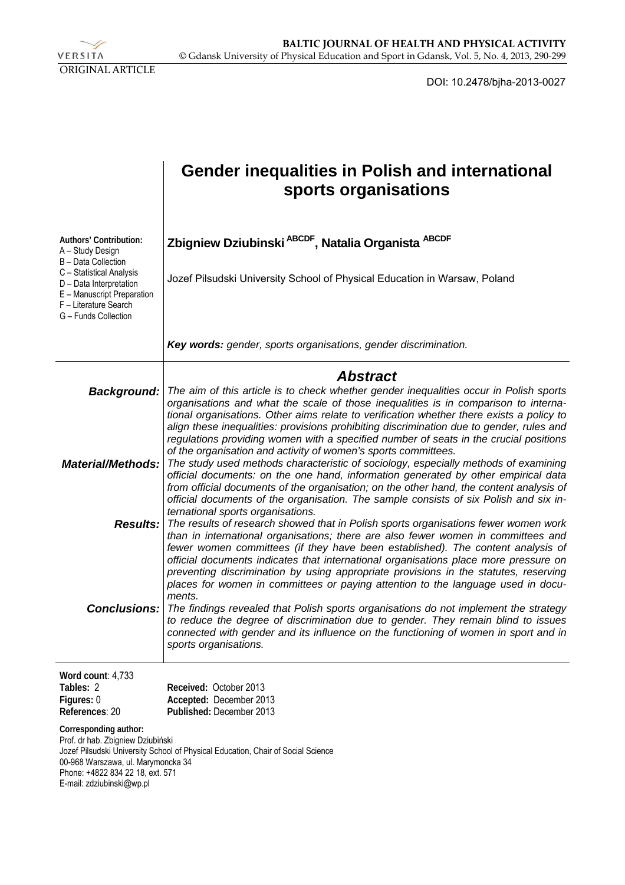VERSITA

ORIGINAL ARTICLE

DOI: 10.2478/bjha-2013-0027

# Gender inequalities in Polish and international sports organisations

**Authors' Contribution:**
A – Study Design
B – Data Collection
C – Statistical Analysis
D – Data Interpretation
E – Manuscript Preparation
F – Literature Search
G – Funds Collection

**Zbigniew Dziubinski [ABCDF], Natalia Organista [ABCDF]**

Jozef Pilsudski University School of Physical Education in Warsaw, Poland

***Key words:*** *gender, sports organisations, gender discrimination.*

## Abstract

***Background:*** *The aim of this article is to check whether gender inequalities occur in Polish sports organisations and what the scale of those inequalities is in comparison to international organisations. Other aims relate to verification whether there exists a policy to align these inequalities: provisions prohibiting discrimination due to gender, rules and regulations providing women with a specified number of seats in the crucial positions of the organisation and activity of women's sports committees.*

***Material/Methods:*** *The study used methods characteristic of sociology, especially methods of examining official documents: on the one hand, information generated by other empirical data from official documents of the organisation; on the other hand, the content analysis of official documents of the organisation. The sample consists of six Polish and six international sports organisations.*

***Results:*** *The results of research showed that in Polish sports organisations fewer women work than in international organisations; there are also fewer women in committees and fewer women committees (if they have been established). The content analysis of official documents indicates that international organisations place more pressure on preventing discrimination by using appropriate provisions in the statutes, reserving places for women in committees or paying attention to the language used in documents.*

***Conclusions:*** *The findings revealed that Polish sports organisations do not implement the strategy to reduce the degree of discrimination due to gender. They remain blind to issues connected with gender and its influence on the functioning of women in sport and in sports organisations.*

**Word count**: 4,733
**Tables:** 2
**Figures:** 0
**References**: 20

**Received:** October 2013
**Accepted:** December 2013
**Published:** December 2013

**Corresponding author:**
Prof. dr hab. Zbigniew Dziubiński
Jozef Pilsudski University School of Physical Education, Chair of Social Science
00-968 Warszawa, ul. Marymoncka 34
Phone: +4822 834 22 18, ext. 571
E-mail: zdziubinski@wp.pl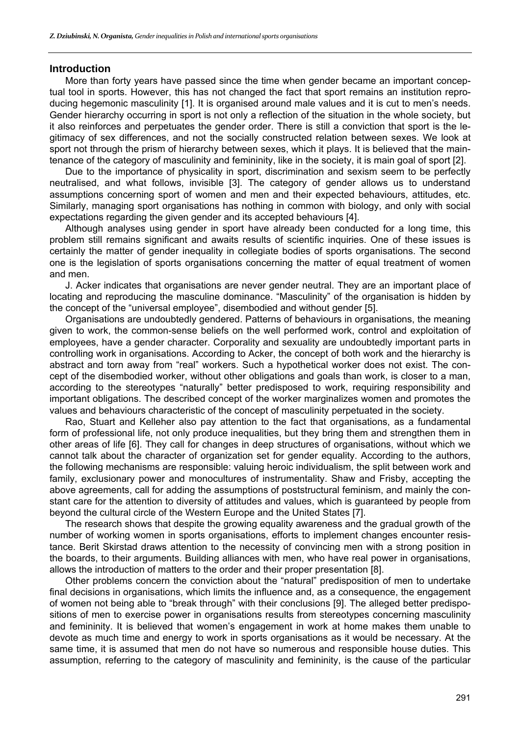## Introduction

More than forty years have passed since the time when gender became an important conceptual tool in sports. However, this has not changed the fact that sport remains an institution reproducing hegemonic masculinity [1]. It is organised around male values and it is cut to men's needs. Gender hierarchy occurring in sport is not only a reflection of the situation in the whole society, but it also reinforces and perpetuates the gender order. There is still a conviction that sport is the legitimacy of sex differences, and not the socially constructed relation between sexes. We look at sport not through the prism of hierarchy between sexes, which it plays. It is believed that the maintenance of the category of masculinity and femininity, like in the society, it is main goal of sport [2].

Due to the importance of physicality in sport, discrimination and sexism seem to be perfectly neutralised, and what follows, invisible [3]. The category of gender allows us to understand assumptions concerning sport of women and men and their expected behaviours, attitudes, etc. Similarly, managing sport organisations has nothing in common with biology, and only with social expectations regarding the given gender and its accepted behaviours [4].

Although analyses using gender in sport have already been conducted for a long time, this problem still remains significant and awaits results of scientific inquiries. One of these issues is certainly the matter of gender inequality in collegiate bodies of sports organisations. The second one is the legislation of sports organisations concerning the matter of equal treatment of women and men.

J. Acker indicates that organisations are never gender neutral. They are an important place of locating and reproducing the masculine dominance. "Masculinity" of the organisation is hidden by the concept of the "universal employee", disembodied and without gender [5].

Organisations are undoubtedly gendered. Patterns of behaviours in organisations, the meaning given to work, the common-sense beliefs on the well performed work, control and exploitation of employees, have a gender character. Corporality and sexuality are undoubtedly important parts in controlling work in organisations. According to Acker, the concept of both work and the hierarchy is abstract and torn away from "real" workers. Such a hypothetical worker does not exist. The concept of the disembodied worker, without other obligations and goals than work, is closer to a man, according to the stereotypes "naturally" better predisposed to work, requiring responsibility and important obligations. The described concept of the worker marginalizes women and promotes the values and behaviours characteristic of the concept of masculinity perpetuated in the society.

Rao, Stuart and Kelleher also pay attention to the fact that organisations, as a fundamental form of professional life, not only produce inequalities, but they bring them and strengthen them in other areas of life [6]. They call for changes in deep structures of organisations, without which we cannot talk about the character of organization set for gender equality. According to the authors, the following mechanisms are responsible: valuing heroic individualism, the split between work and family, exclusionary power and monocultures of instrumentality. Shaw and Frisby, accepting the above agreements, call for adding the assumptions of poststructural feminism, and mainly the constant care for the attention to diversity of attitudes and values, which is guaranteed by people from beyond the cultural circle of the Western Europe and the United States [7].

The research shows that despite the growing equality awareness and the gradual growth of the number of working women in sports organisations, efforts to implement changes encounter resistance. Berit Skirstad draws attention to the necessity of convincing men with a strong position in the boards, to their arguments. Building alliances with men, who have real power in organisations, allows the introduction of matters to the order and their proper presentation [8].

Other problems concern the conviction about the "natural" predisposition of men to undertake final decisions in organisations, which limits the influence and, as a consequence, the engagement of women not being able to "break through" with their conclusions [9]. The alleged better predispositions of men to exercise power in organisations results from stereotypes concerning masculinity and femininity. It is believed that women's engagement in work at home makes them unable to devote as much time and energy to work in sports organisations as it would be necessary. At the same time, it is assumed that men do not have so numerous and responsible house duties. This assumption, referring to the category of masculinity and femininity, is the cause of the particular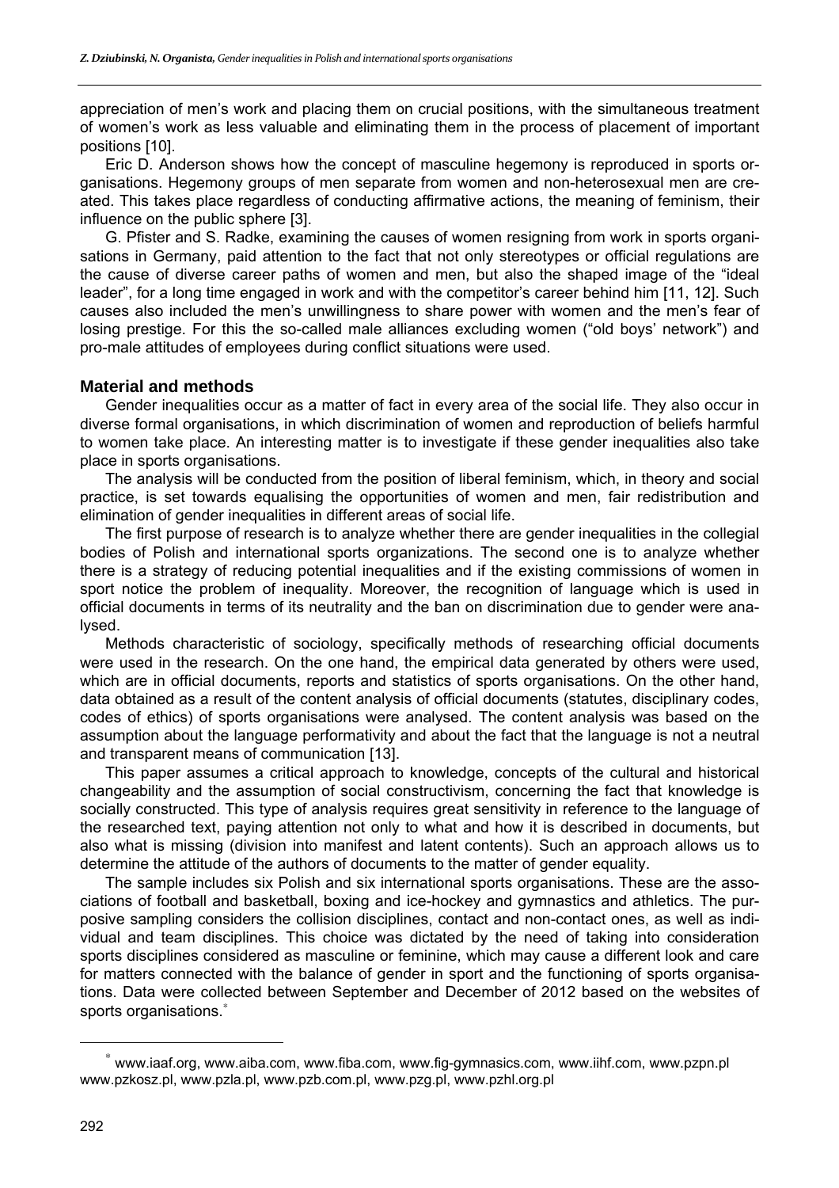appreciation of men's work and placing them on crucial positions, with the simultaneous treatment of women's work as less valuable and eliminating them in the process of placement of important positions [10].

Eric D. Anderson shows how the concept of masculine hegemony is reproduced in sports organisations. Hegemony groups of men separate from women and non-heterosexual men are created. This takes place regardless of conducting affirmative actions, the meaning of feminism, their influence on the public sphere [3].

G. Pfister and S. Radke, examining the causes of women resigning from work in sports organisations in Germany, paid attention to the fact that not only stereotypes or official regulations are the cause of diverse career paths of women and men, but also the shaped image of the "ideal leader", for a long time engaged in work and with the competitor's career behind him [11, 12]. Such causes also included the men's unwillingness to share power with women and the men's fear of losing prestige. For this the so-called male alliances excluding women ("old boys' network") and pro-male attitudes of employees during conflict situations were used.

## Material and methods

Gender inequalities occur as a matter of fact in every area of the social life. They also occur in diverse formal organisations, in which discrimination of women and reproduction of beliefs harmful to women take place. An interesting matter is to investigate if these gender inequalities also take place in sports organisations.

The analysis will be conducted from the position of liberal feminism, which, in theory and social practice, is set towards equalising the opportunities of women and men, fair redistribution and elimination of gender inequalities in different areas of social life.

The first purpose of research is to analyze whether there are gender inequalities in the collegial bodies of Polish and international sports organizations. The second one is to analyze whether there is a strategy of reducing potential inequalities and if the existing commissions of women in sport notice the problem of inequality. Moreover, the recognition of language which is used in official documents in terms of its neutrality and the ban on discrimination due to gender were analysed.

Methods characteristic of sociology, specifically methods of researching official documents were used in the research. On the one hand, the empirical data generated by others were used, which are in official documents, reports and statistics of sports organisations. On the other hand, data obtained as a result of the content analysis of official documents (statutes, disciplinary codes, codes of ethics) of sports organisations were analysed. The content analysis was based on the assumption about the language performativity and about the fact that the language is not a neutral and transparent means of communication [13].

This paper assumes a critical approach to knowledge, concepts of the cultural and historical changeability and the assumption of social constructivism, concerning the fact that knowledge is socially constructed. This type of analysis requires great sensitivity in reference to the language of the researched text, paying attention not only to what and how it is described in documents, but also what is missing (division into manifest and latent contents). Such an approach allows us to determine the attitude of the authors of documents to the matter of gender equality.

The sample includes six Polish and six international sports organisations. These are the associations of football and basketball, boxing and ice-hockey and gymnastics and athletics. The purposive sampling considers the collision disciplines, contact and non-contact ones, as well as individual and team disciplines. This choice was dictated by the need of taking into consideration sports disciplines considered as masculine or feminine, which may cause a different look and care for matters connected with the balance of gender in sport and the functioning of sports organisations. Data were collected between September and December of 2012 based on the websites of sports organisations.[*]

[*] www.iaaf.org, www.aiba.com, www.fiba.com, www.fig-gymnasics.com, www.iihf.com, www.pzpn.pl www.pzkosz.pl, www.pzla.pl, www.pzb.com.pl, www.pzg.pl, www.pzhl.org.pl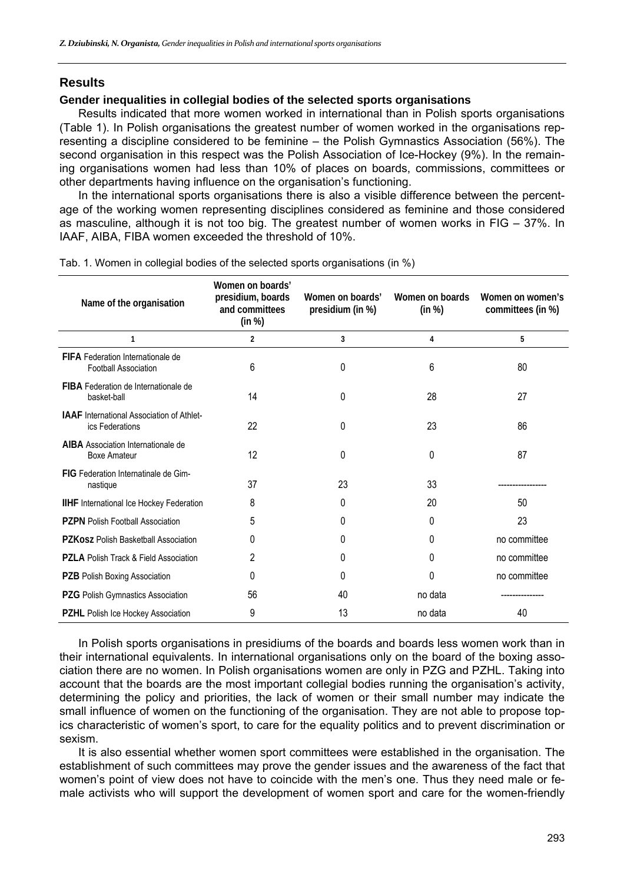## Results

### Gender inequalities in collegial bodies of the selected sports organisations

Results indicated that more women worked in international than in Polish sports organisations (Table 1). In Polish organisations the greatest number of women worked in the organisations representing a discipline considered to be feminine – the Polish Gymnastics Association (56%). The second organisation in this respect was the Polish Association of Ice-Hockey (9%). In the remaining organisations women had less than 10% of places on boards, commissions, committees or other departments having influence on the organisation's functioning.

In the international sports organisations there is also a visible difference between the percentage of the working women representing disciplines considered as feminine and those considered as masculine, although it is not too big. The greatest number of women works in FIG – 37%. In IAAF, AIBA, FIBA women exceeded the threshold of 10%.

Tab. 1. Women in collegial bodies of the selected sports organisations (in %)

| Name of the organisation | Women on boards' presidium, boards and committees (in %) | Women on boards' presidium (in %) | Women on boards (in %) | Women on women's committees (in %) |
|---|---|---|---|---|
| 1 | 2 | 3 | 4 | 5 |
| **FIFA** Federation Internationale de Football Association | 6 | 0 | 6 | 80 |
| **FIBA** Federation de Internationale de basket-ball | 14 | 0 | 28 | 27 |
| **IAAF** International Association of Athletics Federations | 22 | 0 | 23 | 86 |
| **AIBA** Association Internationale de Boxe Amateur | 12 | 0 | 0 | 87 |
| **FIG** Federation Internatinale de Gimnastique | 37 | 23 | 33 | ---------------- |
| **IIHF** International Ice Hockey Federation | 8 | 0 | 20 | 50 |
| **PZPN** Polish Football Association | 5 | 0 | 0 | 23 |
| **PZKosz** Polish Basketball Association | 0 | 0 | 0 | no committee |
| **PZLA** Polish Track & Field Association | 2 | 0 | 0 | no committee |
| **PZB** Polish Boxing Association | 0 | 0 | 0 | no committee |
| **PZG** Polish Gymnastics Association | 56 | 40 | no data | -------------- |
| **PZHL** Polish Ice Hockey Association | 9 | 13 | no data | 40 |

In Polish sports organisations in presidiums of the boards and boards less women work than in their international equivalents. In international organisations only on the board of the boxing association there are no women. In Polish organisations women are only in PZG and PZHL. Taking into account that the boards are the most important collegial bodies running the organisation's activity, determining the policy and priorities, the lack of women or their small number may indicate the small influence of women on the functioning of the organisation. They are not able to propose topics characteristic of women's sport, to care for the equality politics and to prevent discrimination or sexism.

It is also essential whether women sport committees were established in the organisation. The establishment of such committees may prove the gender issues and the awareness of the fact that women's point of view does not have to coincide with the men's one. Thus they need male or female activists who will support the development of women sport and care for the women-friendly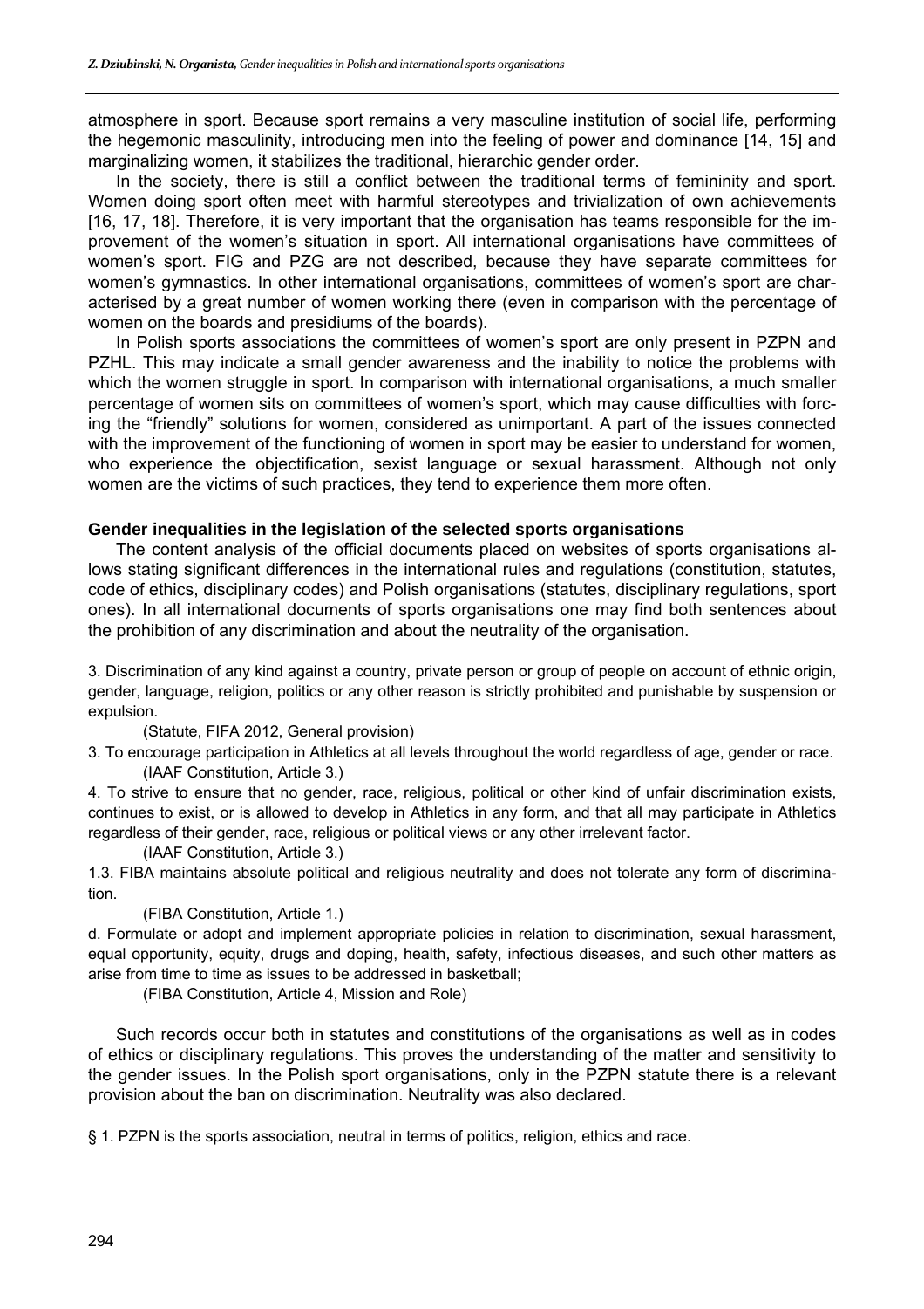atmosphere in sport. Because sport remains a very masculine institution of social life, performing the hegemonic masculinity, introducing men into the feeling of power and dominance [14, 15] and marginalizing women, it stabilizes the traditional, hierarchic gender order.

In the society, there is still a conflict between the traditional terms of femininity and sport. Women doing sport often meet with harmful stereotypes and trivialization of own achievements [16, 17, 18]. Therefore, it is very important that the organisation has teams responsible for the improvement of the women's situation in sport. All international organisations have committees of women's sport. FIG and PZG are not described, because they have separate committees for women's gymnastics. In other international organisations, committees of women's sport are characterised by a great number of women working there (even in comparison with the percentage of women on the boards and presidiums of the boards).

In Polish sports associations the committees of women's sport are only present in PZPN and PZHL. This may indicate a small gender awareness and the inability to notice the problems with which the women struggle in sport. In comparison with international organisations, a much smaller percentage of women sits on committees of women's sport, which may cause difficulties with forcing the "friendly" solutions for women, considered as unimportant. A part of the issues connected with the improvement of the functioning of women in sport may be easier to understand for women, who experience the objectification, sexist language or sexual harassment. Although not only women are the victims of such practices, they tend to experience them more often.

#### Gender inequalities in the legislation of the selected sports organisations

The content analysis of the official documents placed on websites of sports organisations allows stating significant differences in the international rules and regulations (constitution, statutes, code of ethics, disciplinary codes) and Polish organisations (statutes, disciplinary regulations, sport ones). In all international documents of sports organisations one may find both sentences about the prohibition of any discrimination and about the neutrality of the organisation.

3. Discrimination of any kind against a country, private person or group of people on account of ethnic origin, gender, language, religion, politics or any other reason is strictly prohibited and punishable by suspension or expulsion.

(Statute, FIFA 2012, General provision)

3. To encourage participation in Athletics at all levels throughout the world regardless of age, gender or race.

(IAAF Constitution, Article 3.)

4. To strive to ensure that no gender, race, religious, political or other kind of unfair discrimination exists, continues to exist, or is allowed to develop in Athletics in any form, and that all may participate in Athletics regardless of their gender, race, religious or political views or any other irrelevant factor.

(IAAF Constitution, Article 3.)

1.3. FIBA maintains absolute political and religious neutrality and does not tolerate any form of discrimination.

(FIBA Constitution, Article 1.)

d. Formulate or adopt and implement appropriate policies in relation to discrimination, sexual harassment, equal opportunity, equity, drugs and doping, health, safety, infectious diseases, and such other matters as arise from time to time as issues to be addressed in basketball;

(FIBA Constitution, Article 4, Mission and Role)

Such records occur both in statutes and constitutions of the organisations as well as in codes of ethics or disciplinary regulations. This proves the understanding of the matter and sensitivity to the gender issues. In the Polish sport organisations, only in the PZPN statute there is a relevant provision about the ban on discrimination. Neutrality was also declared.

§ 1. PZPN is the sports association, neutral in terms of politics, religion, ethics and race.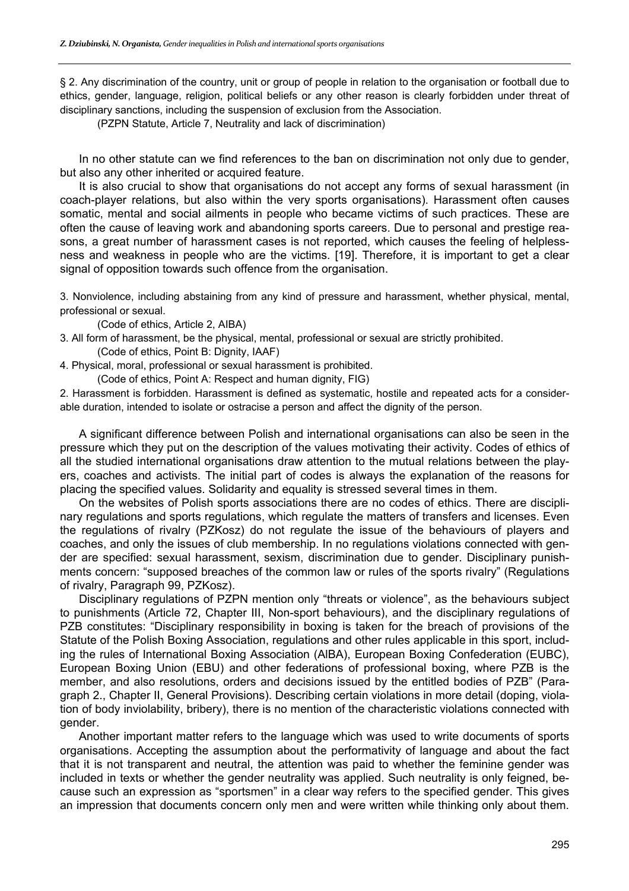§ 2. Any discrimination of the country, unit or group of people in relation to the organisation or football due to ethics, gender, language, religion, political beliefs or any other reason is clearly forbidden under threat of disciplinary sanctions, including the suspension of exclusion from the Association.

(PZPN Statute, Article 7, Neutrality and lack of discrimination)

In no other statute can we find references to the ban on discrimination not only due to gender, but also any other inherited or acquired feature.

It is also crucial to show that organisations do not accept any forms of sexual harassment (in coach-player relations, but also within the very sports organisations). Harassment often causes somatic, mental and social ailments in people who became victims of such practices. These are often the cause of leaving work and abandoning sports careers. Due to personal and prestige reasons, a great number of harassment cases is not reported, which causes the feeling of helplessness and weakness in people who are the victims. [19]. Therefore, it is important to get a clear signal of opposition towards such offence from the organisation.

3. Nonviolence, including abstaining from any kind of pressure and harassment, whether physical, mental, professional or sexual.

(Code of ethics, Article 2, AIBA)

3. All form of harassment, be the physical, mental, professional or sexual are strictly prohibited.

(Code of ethics, Point B: Dignity, IAAF)

4. Physical, moral, professional or sexual harassment is prohibited.

(Code of ethics, Point A: Respect and human dignity, FIG)

2. Harassment is forbidden. Harassment is defined as systematic, hostile and repeated acts for a considerable duration, intended to isolate or ostracise a person and affect the dignity of the person.

A significant difference between Polish and international organisations can also be seen in the pressure which they put on the description of the values motivating their activity. Codes of ethics of all the studied international organisations draw attention to the mutual relations between the players, coaches and activists. The initial part of codes is always the explanation of the reasons for placing the specified values. Solidarity and equality is stressed several times in them.

On the websites of Polish sports associations there are no codes of ethics. There are disciplinary regulations and sports regulations, which regulate the matters of transfers and licenses. Even the regulations of rivalry (PZKosz) do not regulate the issue of the behaviours of players and coaches, and only the issues of club membership. In no regulations violations connected with gender are specified: sexual harassment, sexism, discrimination due to gender. Disciplinary punishments concern: "supposed breaches of the common law or rules of the sports rivalry" (Regulations of rivalry, Paragraph 99, PZKosz).

Disciplinary regulations of PZPN mention only "threats or violence", as the behaviours subject to punishments (Article 72, Chapter III, Non-sport behaviours), and the disciplinary regulations of PZB constitutes: "Disciplinary responsibility in boxing is taken for the breach of provisions of the Statute of the Polish Boxing Association, regulations and other rules applicable in this sport, including the rules of International Boxing Association (AIBA), European Boxing Confederation (EUBC), European Boxing Union (EBU) and other federations of professional boxing, where PZB is the member, and also resolutions, orders and decisions issued by the entitled bodies of PZB" (Paragraph 2., Chapter II, General Provisions). Describing certain violations in more detail (doping, violation of body inviolability, bribery), there is no mention of the characteristic violations connected with gender.

Another important matter refers to the language which was used to write documents of sports organisations. Accepting the assumption about the performativity of language and about the fact that it is not transparent and neutral, the attention was paid to whether the feminine gender was included in texts or whether the gender neutrality was applied. Such neutrality is only feigned, because such an expression as "sportsmen" in a clear way refers to the specified gender. This gives an impression that documents concern only men and were written while thinking only about them.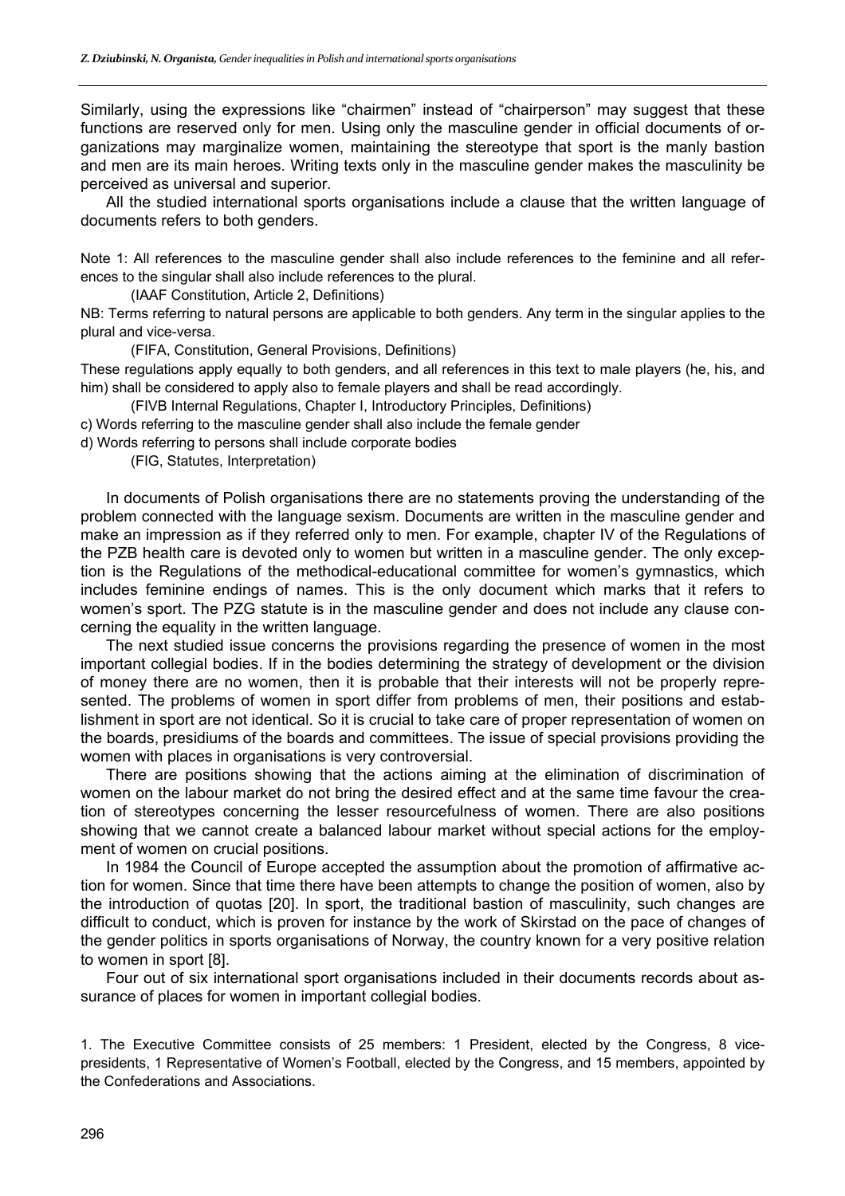Similarly, using the expressions like "chairmen" instead of "chairperson" may suggest that these functions are reserved only for men. Using only the masculine gender in official documents of organizations may marginalize women, maintaining the stereotype that sport is the manly bastion and men are its main heroes. Writing texts only in the masculine gender makes the masculinity be perceived as universal and superior.

All the studied international sports organisations include a clause that the written language of documents refers to both genders.

> Note 1: All references to the masculine gender shall also include references to the feminine and all references to the singular shall also include references to the plural.
>
> (IAAF Constitution, Article 2, Definitions)
>
> NB: Terms referring to natural persons are applicable to both genders. Any term in the singular applies to the plural and vice-versa.
>
> (FIFA, Constitution, General Provisions, Definitions)
>
> These regulations apply equally to both genders, and all references in this text to male players (he, his, and him) shall be considered to apply also to female players and shall be read accordingly.
>
> (FIVB Internal Regulations, Chapter I, Introductory Principles, Definitions)
>
> c) Words referring to the masculine gender shall also include the female gender
>
> d) Words referring to persons shall include corporate bodies
>
> (FIG, Statutes, Interpretation)

In documents of Polish organisations there are no statements proving the understanding of the problem connected with the language sexism. Documents are written in the masculine gender and make an impression as if they referred only to men. For example, chapter IV of the Regulations of the PZB health care is devoted only to women but written in a masculine gender. The only exception is the Regulations of the methodical-educational committee for women's gymnastics, which includes feminine endings of names. This is the only document which marks that it refers to women's sport. The PZG statute is in the masculine gender and does not include any clause concerning the equality in the written language.

The next studied issue concerns the provisions regarding the presence of women in the most important collegial bodies. If in the bodies determining the strategy of development or the division of money there are no women, then it is probable that their interests will not be properly represented. The problems of women in sport differ from problems of men, their positions and establishment in sport are not identical. So it is crucial to take care of proper representation of women on the boards, presidiums of the boards and committees. The issue of special provisions providing the women with places in organisations is very controversial.

There are positions showing that the actions aiming at the elimination of discrimination of women on the labour market do not bring the desired effect and at the same time favour the creation of stereotypes concerning the lesser resourcefulness of women. There are also positions showing that we cannot create a balanced labour market without special actions for the employment of women on crucial positions.

In 1984 the Council of Europe accepted the assumption about the promotion of affirmative action for women. Since that time there have been attempts to change the position of women, also by the introduction of quotas [20]. In sport, the traditional bastion of masculinity, such changes are difficult to conduct, which is proven for instance by the work of Skirstad on the pace of changes of the gender politics in sports organisations of Norway, the country known for a very positive relation to women in sport [8].

Four out of six international sport organisations included in their documents records about assurance of places for women in important collegial bodies.

> 1. The Executive Committee consists of 25 members: 1 President, elected by the Congress, 8 vice-presidents, 1 Representative of Women's Football, elected by the Congress, and 15 members, appointed by the Confederations and Associations.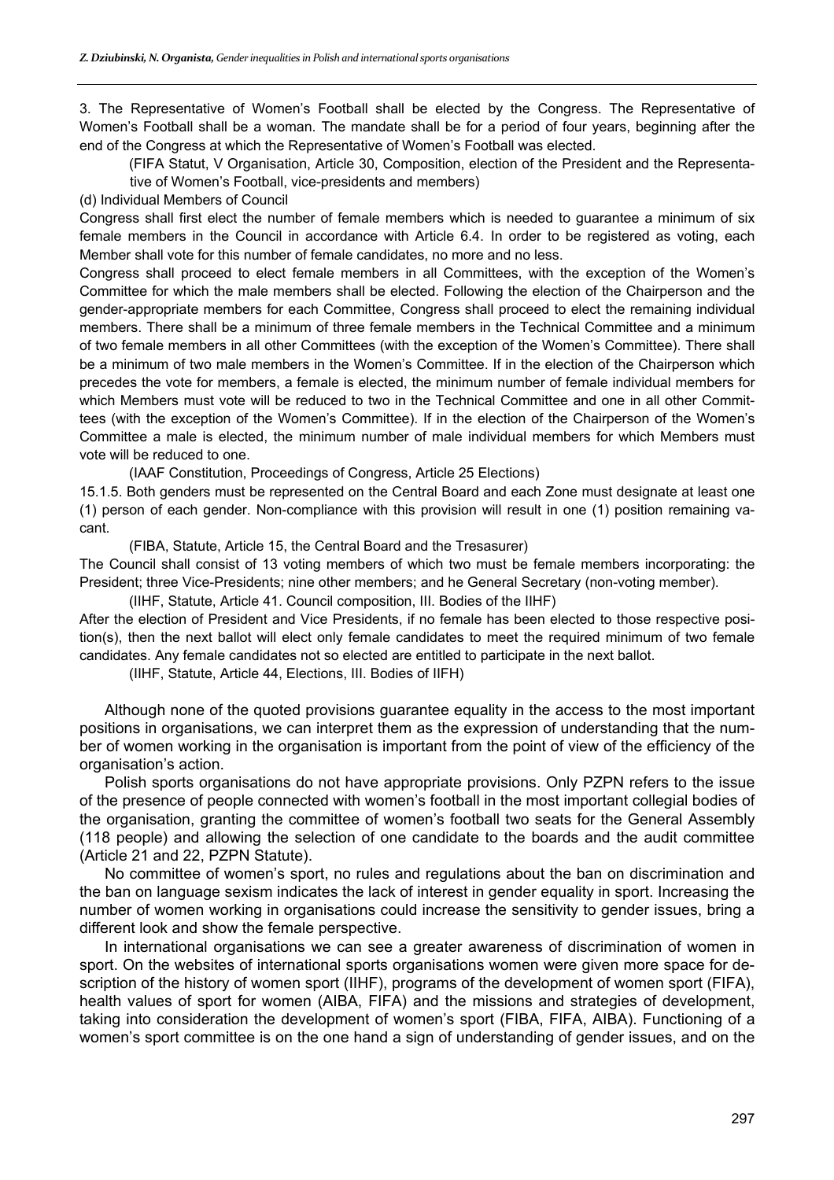3. The Representative of Women's Football shall be elected by the Congress. The Representative of Women's Football shall be a woman. The mandate shall be for a period of four years, beginning after the end of the Congress at which the Representative of Women's Football was elected.

(FIFA Statut, V Organisation, Article 30, Composition, election of the President and the Representative of Women's Football, vice-presidents and members)

(d) Individual Members of Council

Congress shall first elect the number of female members which is needed to guarantee a minimum of six female members in the Council in accordance with Article 6.4. In order to be registered as voting, each Member shall vote for this number of female candidates, no more and no less.

Congress shall proceed to elect female members in all Committees, with the exception of the Women's Committee for which the male members shall be elected. Following the election of the Chairperson and the gender-appropriate members for each Committee, Congress shall proceed to elect the remaining individual members. There shall be a minimum of three female members in the Technical Committee and a minimum of two female members in all other Committees (with the exception of the Women's Committee). There shall be a minimum of two male members in the Women's Committee. If in the election of the Chairperson which precedes the vote for members, a female is elected, the minimum number of female individual members for which Members must vote will be reduced to two in the Technical Committee and one in all other Committees (with the exception of the Women's Committee). If in the election of the Chairperson of the Women's Committee a male is elected, the minimum number of male individual members for which Members must vote will be reduced to one.

(IAAF Constitution, Proceedings of Congress, Article 25 Elections)

15.1.5. Both genders must be represented on the Central Board and each Zone must designate at least one (1) person of each gender. Non-compliance with this provision will result in one (1) position remaining vacant.

(FIBA, Statute, Article 15, the Central Board and the Tresasurer)

The Council shall consist of 13 voting members of which two must be female members incorporating: the President; three Vice-Presidents; nine other members; and he General Secretary (non-voting member).

(IIHF, Statute, Article 41. Council composition, III. Bodies of the IIHF)

After the election of President and Vice Presidents, if no female has been elected to those respective position(s), then the next ballot will elect only female candidates to meet the required minimum of two female candidates. Any female candidates not so elected are entitled to participate in the next ballot.

(IIHF, Statute, Article 44, Elections, III. Bodies of IIFH)

Although none of the quoted provisions guarantee equality in the access to the most important positions in organisations, we can interpret them as the expression of understanding that the number of women working in the organisation is important from the point of view of the efficiency of the organisation's action.

Polish sports organisations do not have appropriate provisions. Only PZPN refers to the issue of the presence of people connected with women's football in the most important collegial bodies of the organisation, granting the committee of women's football two seats for the General Assembly (118 people) and allowing the selection of one candidate to the boards and the audit committee (Article 21 and 22, PZPN Statute).

No committee of women's sport, no rules and regulations about the ban on discrimination and the ban on language sexism indicates the lack of interest in gender equality in sport. Increasing the number of women working in organisations could increase the sensitivity to gender issues, bring a different look and show the female perspective.

In international organisations we can see a greater awareness of discrimination of women in sport. On the websites of international sports organisations women were given more space for description of the history of women sport (IIHF), programs of the development of women sport (FIFA), health values of sport for women (AIBA, FIFA) and the missions and strategies of development, taking into consideration the development of women's sport (FIBA, FIFA, AIBA). Functioning of a women's sport committee is on the one hand a sign of understanding of gender issues, and on the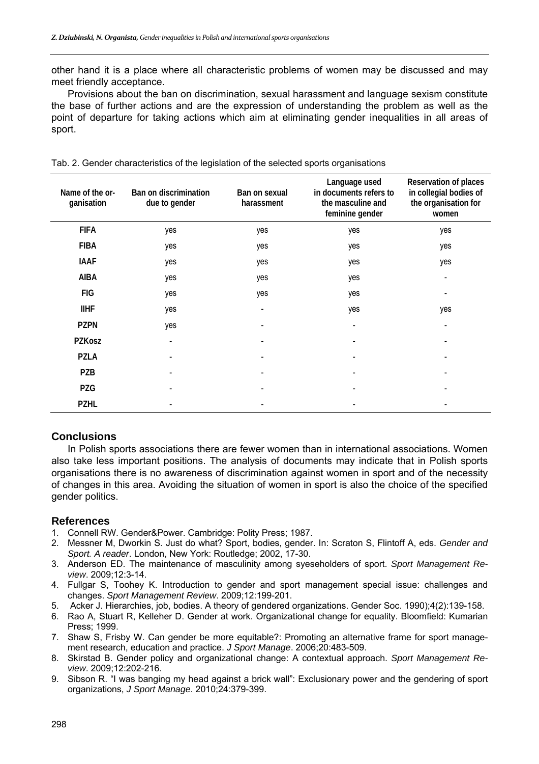other hand it is a place where all characteristic problems of women may be discussed and may meet friendly acceptance.

Provisions about the ban on discrimination, sexual harassment and language sexism constitute the base of further actions and are the expression of understanding the problem as well as the point of departure for taking actions which aim at eliminating gender inequalities in all areas of sport.

Tab. 2. Gender characteristics of the legislation of the selected sports organisations

| Name of the organisation | Ban on discrimination due to gender | Ban on sexual harassment | Language used in documents refers to the masculine and feminine gender | Reservation of places in collegial bodies of the organisation for women |
|---|---|---|---|---|
| FIFA | yes | yes | yes | yes |
| FIBA | yes | yes | yes | yes |
| IAAF | yes | yes | yes | yes |
| AIBA | yes | yes | yes | - |
| FIG | yes | yes | yes | - |
| IIHF | yes | - | yes | yes |
| PZPN | yes | - | - | - |
| PZKosz | - | - | - | - |
| PZLA | - | - | - | - |
| PZB | - | - | - | - |
| PZG | - | - | - | - |
| PZHL | - | - | - | - |

## Conclusions

In Polish sports associations there are fewer women than in international associations. Women also take less important positions. The analysis of documents may indicate that in Polish sports organisations there is no awareness of discrimination against women in sport and of the necessity of changes in this area. Avoiding the situation of women in sport is also the choice of the specified gender politics.

## References

1. Connell RW. Gender&Power. Cambridge: Polity Press; 1987.
2. Messner M, Dworkin S. Just do what? Sport, bodies, gender. In: Scraton S, Flintoff A, eds. *Gender and Sport. A reader*. London, New York: Routledge; 2002, 17-30.
3. Anderson ED. The maintenance of masculinity among syeseholders of sport. *Sport Management Review*. 2009;12:3-14.
4. Fullgar S, Toohey K. Introduction to gender and sport management special issue: challenges and changes. *Sport Management Review*. 2009;12:199-201.
5. Acker J. Hierarchies, job, bodies. A theory of gendered organizations. Gender Soc. 1990);4(2):139-158.
6. Rao A, Stuart R, Kelleher D. Gender at work. Organizational change for equality. Bloomfield: Kumarian Press; 1999.
7. Shaw S, Frisby W. Can gender be more equitable?: Promoting an alternative frame for sport management research, education and practice. *J Sport Manage*. 2006;20:483-509.
8. Skirstad B. Gender policy and organizational change: A contextual approach. *Sport Management Review*. 2009;12:202-216.
9. Sibson R. "I was banging my head against a brick wall": Exclusionary power and the gendering of sport organizations, *J Sport Manage*. 2010;24:379-399.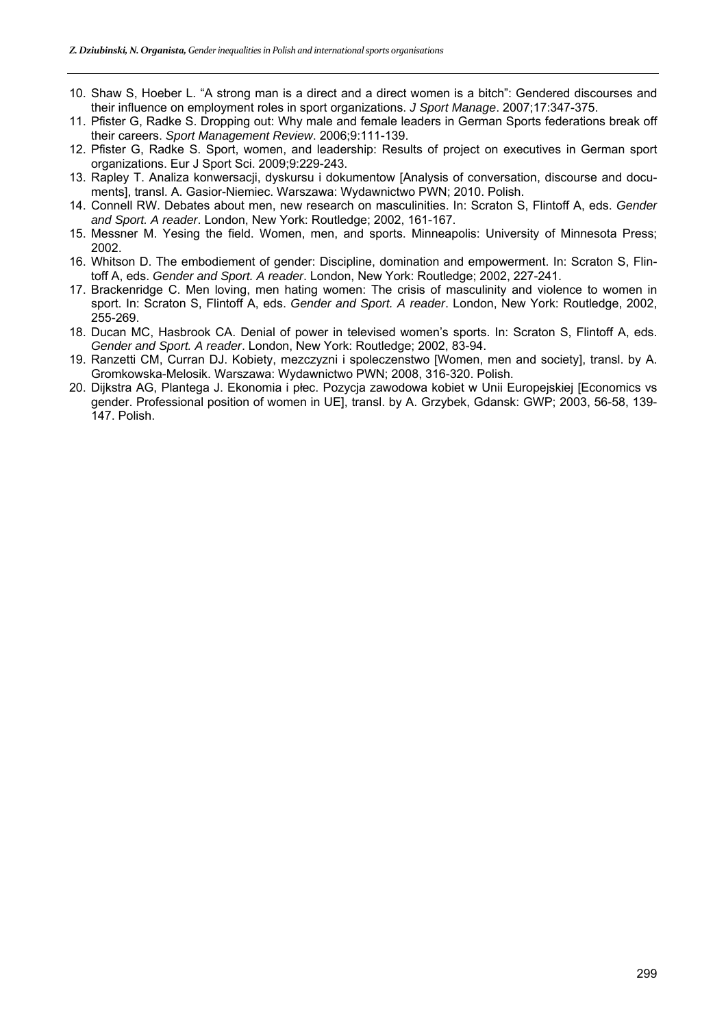10. Shaw S, Hoeber L. "A strong man is a direct and a direct women is a bitch": Gendered discourses and their influence on employment roles in sport organizations. *J Sport Manage*. 2007;17:347-375.
11. Pfister G, Radke S. Dropping out: Why male and female leaders in German Sports federations break off their careers. *Sport Management Review*. 2006;9:111-139.
12. Pfister G, Radke S. Sport, women, and leadership: Results of project on executives in German sport organizations. Eur J Sport Sci. 2009;9:229-243.
13. Rapley T. Analiza konwersacji, dyskursu i dokumentow [Analysis of conversation, discourse and documents], transl. A. Gasior-Niemiec. Warszawa: Wydawnictwo PWN; 2010. Polish.
14. Connell RW. Debates about men, new research on masculinities. In: Scraton S, Flintoff A, eds. *Gender and Sport. A reader*. London, New York: Routledge; 2002, 161-167.
15. Messner M. Yesing the field. Women, men, and sports. Minneapolis: University of Minnesota Press; 2002.
16. Whitson D. The embodiement of gender: Discipline, domination and empowerment. In: Scraton S, Flintoff A, eds. *Gender and Sport. A reader*. London, New York: Routledge; 2002, 227-241.
17. Brackenridge C. Men loving, men hating women: The crisis of masculinity and violence to women in sport. In: Scraton S, Flintoff A, eds. *Gender and Sport. A reader*. London, New York: Routledge, 2002, 255-269.
18. Ducan MC, Hasbrook CA. Denial of power in televised women's sports. In: Scraton S, Flintoff A, eds. *Gender and Sport. A reader*. London, New York: Routledge; 2002, 83-94.
19. Ranzetti CM, Curran DJ. Kobiety, mezczyzni i spoleczenstwo [Women, men and society], transl. by A. Gromkowska-Melosik. Warszawa: Wydawnictwo PWN; 2008, 316-320. Polish.
20. Dijkstra AG, Plantega J. Ekonomia i płec. Pozycja zawodowa kobiet w Unii Europejskiej [Economics vs gender. Professional position of women in UE], transl. by A. Grzybek, Gdansk: GWP; 2003, 56-58, 139-147. Polish.